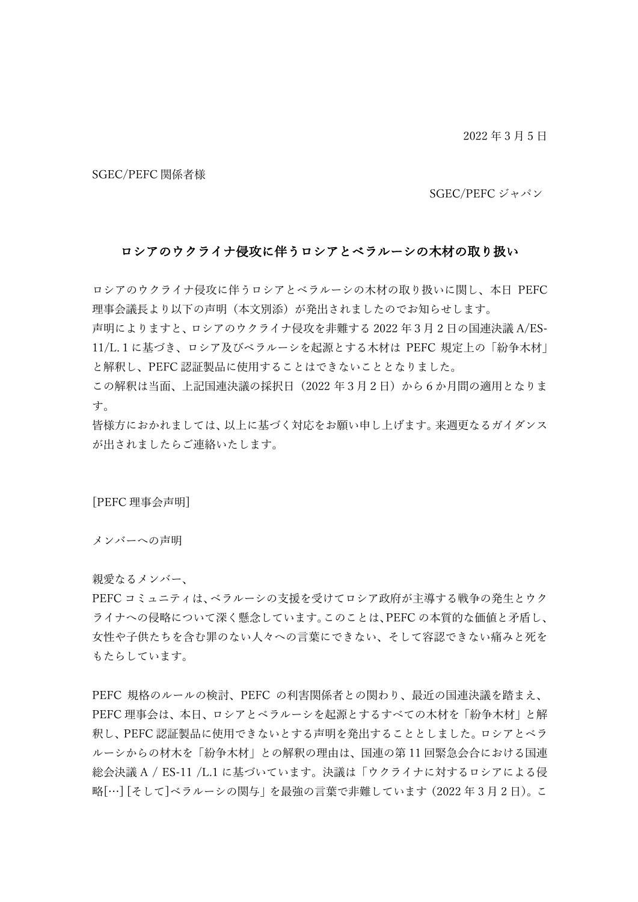2022 年 3 月 5 日

SGEC/PEFC 関係者様

SGEC/PEFC ジャパン

## ロシアのウクライナ侵攻に伴うロシアとベラルーシの木材の取り扱い

ロシアのウクライナ侵攻に伴うロシアとベラルーシの木材の取り扱いに関し、本日 PEFC 理事会議長より以下の声明（本文別添）が発出されましたのでお知らせします。
声明によりますと、ロシアのウクライナ侵攻を非難する 2022 年 3 月 2 日の国連決議 A/ES-11/L. 1 に基づき、ロシア及びベラルーシを起源とする木材は PEFC 規定上の「紛争木材」と解釈し、PEFC 認証製品に使用することはできないこととなりました。
この解釈は当面、上記国連決議の採択日（2022 年 3 月 2 日）から 6 か月間の適用となります。
皆様方におかれましては、以上に基づく対応をお願い申し上げます。来週更なるガイダンスが出されましたらご連絡いたします。

[PEFC 理事会声明]

メンバーへの声明

親愛なるメンバー、
PEFC コミュニティは、ベラルーシの支援を受けてロシア政府が主導する戦争の発生とウクライナへの侵略について深く懸念しています。このことは、PEFC の本質的な価値と矛盾し、女性や子供たちを含む罪のない人々への言葉にできない、そして容認できない痛みと死をもたらしています。

PEFC 規格のルールの検討、PEFC の利害関係者との関わり、最近の国連決議を踏まえ、PEFC 理事会は、本日、ロシアとベラルーシを起源とするすべての木材を「紛争木材」と解釈し、PEFC 認証製品に使用できないとする声明を発出することとしました。ロシアとベラルーシからの材木を「紛争木材」との解釈の理由は、国連の第 11 回緊急会合における国連総会決議 A / ES-11 /L.1 に基づいています。決議は「ウクライナに対するロシアによる侵略[…] [そして]ベラルーシの関与」を最強の言葉で非難しています (2022 年 3 月 2 日)。こ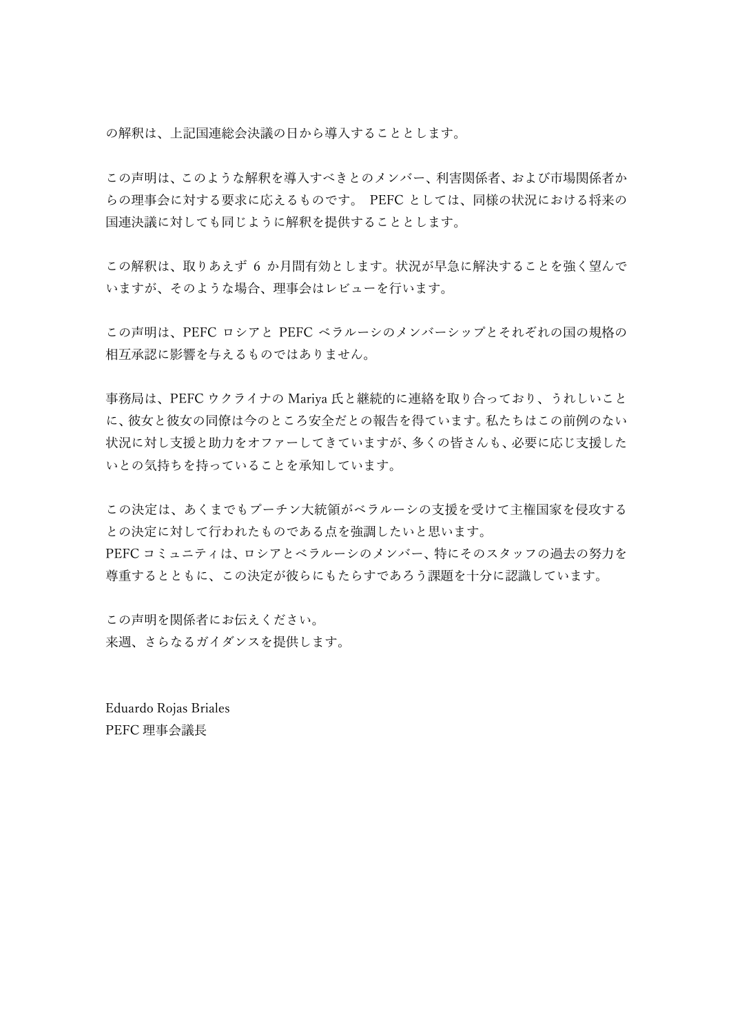の解釈は、上記国連総会決議の日から導入することとします。

この声明は、このような解釈を導入すべきとのメンバー、利害関係者、および市場関係者からの理事会に対する要求に応えるものです。 PEFC としては、同様の状況における将来の国連決議に対しても同じように解釈を提供することとします。

この解釈は、取りあえず 6 か月間有効とします。状況が早急に解決することを強く望んでいますが、そのような場合、理事会はレビューを行います。

この声明は、PEFC ロシアと PEFC ベラルーシのメンバーシップとそれぞれの国の規格の相互承認に影響を与えるものではありません。

事務局は、PEFC ウクライナの Mariya 氏と継続的に連絡を取り合っており、うれしいことに、彼女と彼女の同僚は今のところ安全だとの報告を得ています。私たちはこの前例のない状況に対し支援と助力をオファーしてきていますが、多くの皆さんも、必要に応じ支援したいとの気持ちを持っていることを承知しています。

この決定は、あくまでもプーチン大統領がベラルーシの支援を受けて主権国家を侵攻するとの決定に対して行われたものである点を強調したいと思います。
PEFC コミュニティは、ロシアとベラルーシのメンバー、特にそのスタッフの過去の努力を尊重するとともに、この決定が彼らにもたらすであろう課題を十分に認識しています。

この声明を関係者にお伝えください。
来週、さらなるガイダンスを提供します。

Eduardo Rojas Briales
PEFC 理事会議長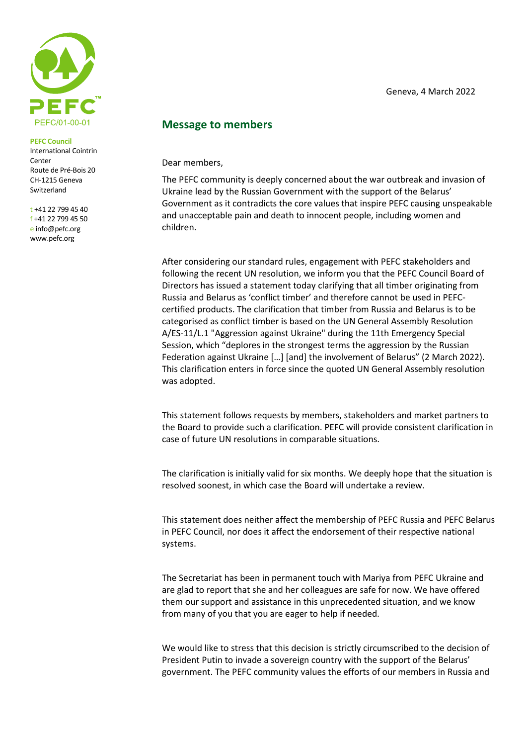PEFC/01-00-01

**PEFC Council**
International Cointrin Center
Route de Pré-Bois 20
CH-1215 Geneva
Switzerland

t +41 22 799 45 40
f +41 22 799 45 50
e info@pefc.org
www.pefc.org

Geneva, 4 March 2022

## Message to members

Dear members,

The PEFC community is deeply concerned about the war outbreak and invasion of Ukraine lead by the Russian Government with the support of the Belarus' Government as it contradicts the core values that inspire PEFC causing unspeakable and unacceptable pain and death to innocent people, including women and children.

After considering our standard rules, engagement with PEFC stakeholders and following the recent UN resolution, we inform you that the PEFC Council Board of Directors has issued a statement today clarifying that all timber originating from Russia and Belarus as 'conflict timber' and therefore cannot be used in PEFC-certified products. The clarification that timber from Russia and Belarus is to be categorised as conflict timber is based on the UN General Assembly Resolution A/ES-11/L.1 "Aggression against Ukraine" during the 11th Emergency Special Session, which "deplores in the strongest terms the aggression by the Russian Federation against Ukraine […] [and] the involvement of Belarus" (2 March 2022). This clarification enters in force since the quoted UN General Assembly resolution was adopted.

This statement follows requests by members, stakeholders and market partners to the Board to provide such a clarification. PEFC will provide consistent clarification in case of future UN resolutions in comparable situations.

The clarification is initially valid for six months. We deeply hope that the situation is resolved soonest, in which case the Board will undertake a review.

This statement does neither affect the membership of PEFC Russia and PEFC Belarus in PEFC Council, nor does it affect the endorsement of their respective national systems.

The Secretariat has been in permanent touch with Mariya from PEFC Ukraine and are glad to report that she and her colleagues are safe for now. We have offered them our support and assistance in this unprecedented situation, and we know from many of you that you are eager to help if needed.

We would like to stress that this decision is strictly circumscribed to the decision of President Putin to invade a sovereign country with the support of the Belarus' government. The PEFC community values the efforts of our members in Russia and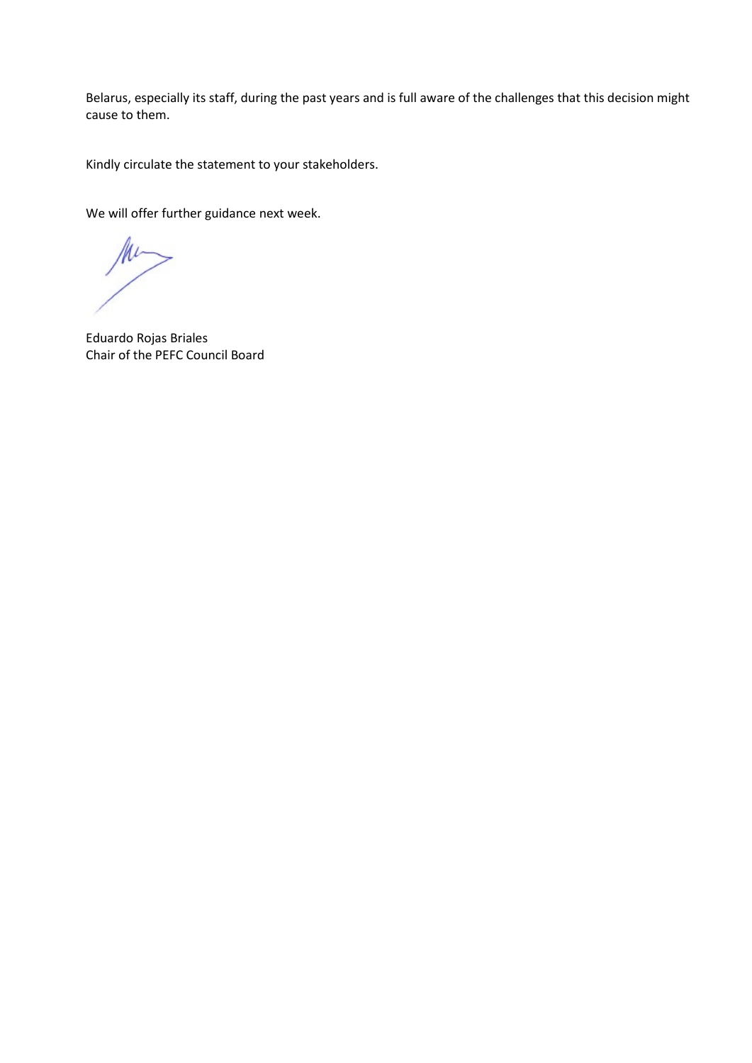Belarus, especially its staff, during the past years and is full aware of the challenges that this decision might cause to them.

Kindly circulate the statement to your stakeholders.

We will offer further guidance next week.

Eduardo Rojas Briales
Chair of the PEFC Council Board